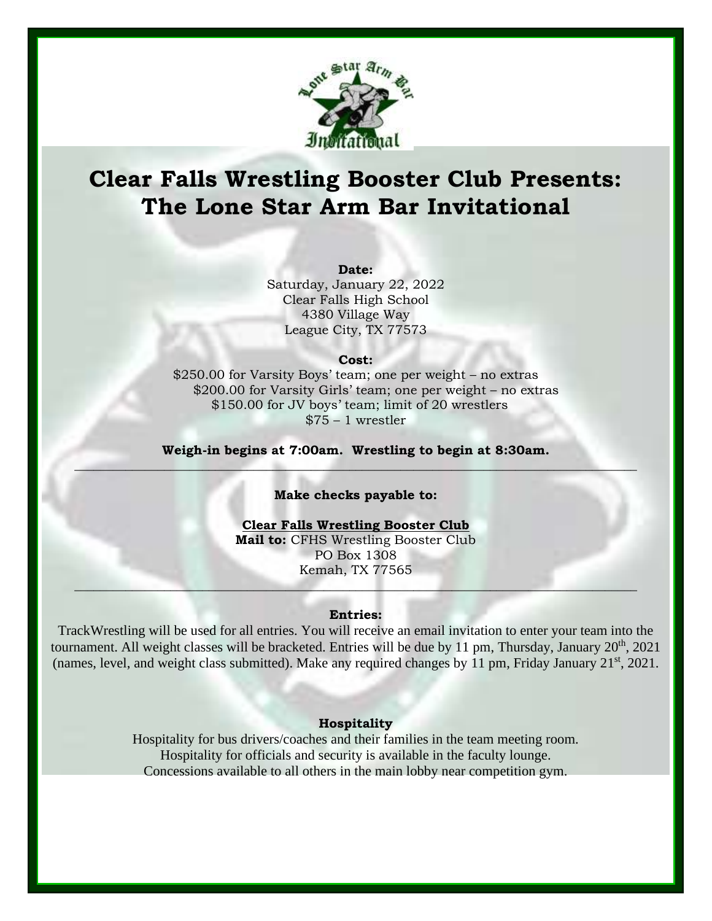# Clear Falls Wrestling Booster Club Presents: The Lone Star Arm Bar Invitational

**Date:**
Saturday, January 22, 2022
Clear Falls High School
4380 Village Way
League City, TX 77573

**Cost:**
\$250.00 for Varsity Boys' team; one per weight – no extras
\$200.00 for Varsity Girls' team; one per weight – no extras
\$150.00 for JV boys' team; limit of 20 wrestlers
\$75 – 1 wrestler

**Weigh-in begins at 7:00am. Wrestling to begin at 8:30am.**

---

**Make checks payable to:**

**Clear Falls Wrestling Booster Club**
**Mail to:** CFHS Wrestling Booster Club
PO Box 1308
Kemah, TX 77565

---

**Entries:**

TrackWrestling will be used for all entries. You will receive an email invitation to enter your team into the tournament. All weight classes will be bracketed. Entries will be due by 11 pm, Thursday, January 20th, 2021 (names, level, and weight class submitted). Make any required changes by 11 pm, Friday January 21st, 2021.

**Hospitality**

Hospitality for bus drivers/coaches and their families in the team meeting room.
Hospitality for officials and security is available in the faculty lounge.
Concessions available to all others in the main lobby near competition gym.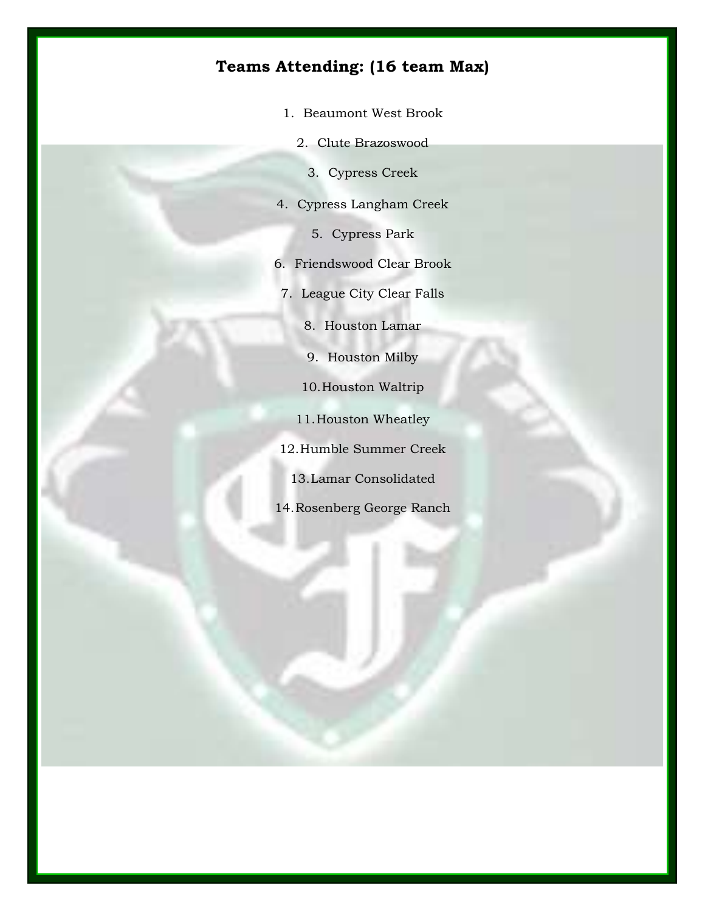# Teams Attending: (16 team Max)

1. Beaumont West Brook
2. Clute Brazoswood
3. Cypress Creek
4. Cypress Langham Creek
5. Cypress Park
6. Friendswood Clear Brook
7. League City Clear Falls
8. Houston Lamar
9. Houston Milby
10. Houston Waltrip
11. Houston Wheatley
12. Humble Summer Creek
13. Lamar Consolidated
14. Rosenberg George Ranch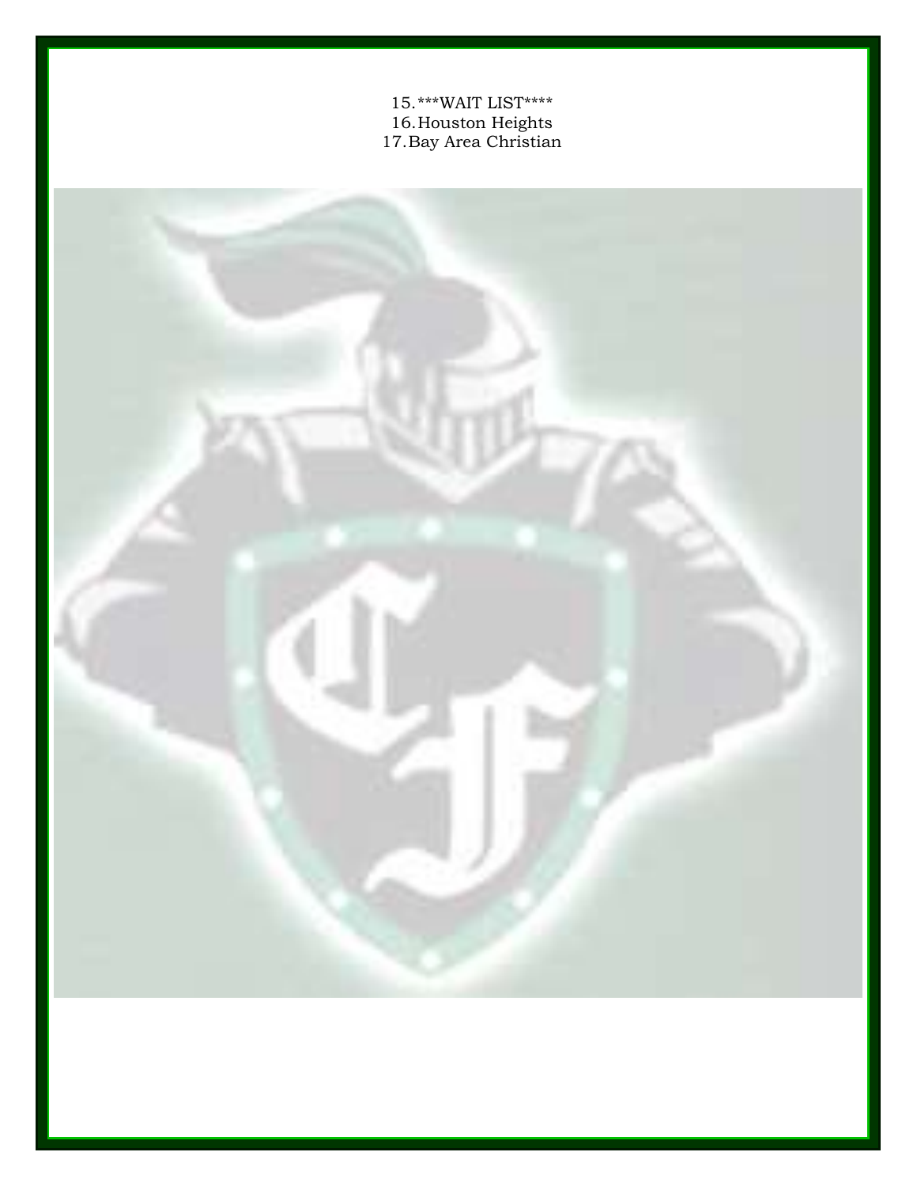15. ***WAIT LIST****
16. Houston Heights
17. Bay Area Christian